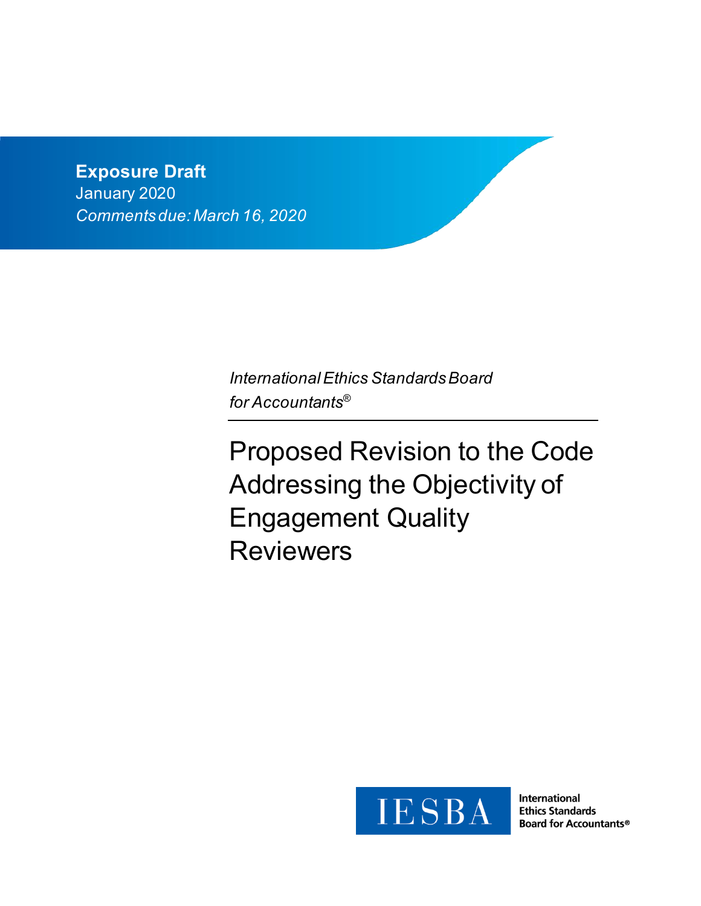**Exposure Draft**

January 2020

*Comments due: March 16, 2020*

*International Ethics Standards Board for Accountants®*

# Proposed Revision to the Code Addressing the Objectivity of Engagement Quality Reviewers

IESBA

International Ethics Standards Board for Accountants®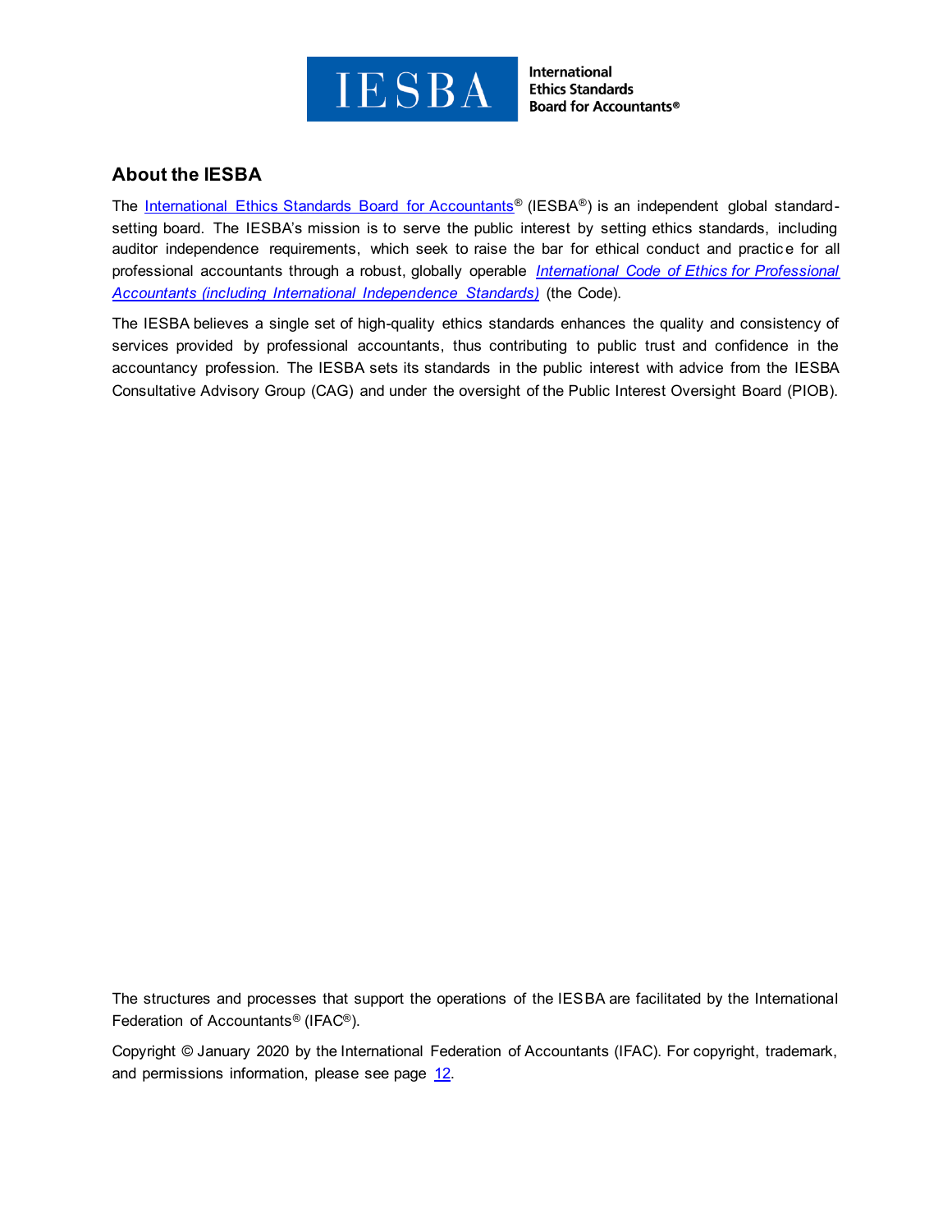# About the IESBA

The International Ethics Standards Board for Accountants® (IESBA®) is an independent global standard-setting board. The IESBA's mission is to serve the public interest by setting ethics standards, including auditor independence requirements, which seek to raise the bar for ethical conduct and practice for all professional accountants through a robust, globally operable *International Code of Ethics for Professional Accountants (including International Independence Standards)* (the Code).

The IESBA believes a single set of high-quality ethics standards enhances the quality and consistency of services provided by professional accountants, thus contributing to public trust and confidence in the accountancy profession. The IESBA sets its standards in the public interest with advice from the IESBA Consultative Advisory Group (CAG) and under the oversight of the Public Interest Oversight Board (PIOB).

The structures and processes that support the operations of the IESBA are facilitated by the International Federation of Accountants® (IFAC®).

Copyright © January 2020 by the International Federation of Accountants (IFAC). For copyright, trademark, and permissions information, please see page 12.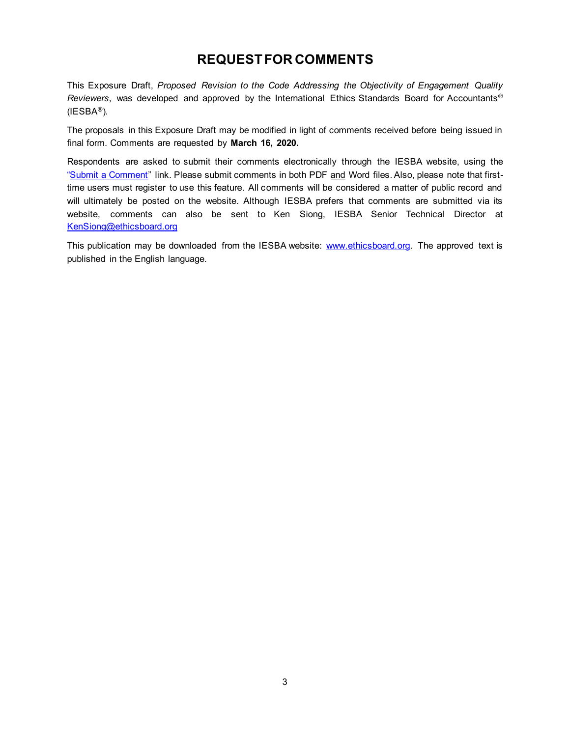# REQUEST FOR COMMENTS

This Exposure Draft, *Proposed Revision to the Code Addressing the Objectivity of Engagement Quality Reviewers*, was developed and approved by the International Ethics Standards Board for Accountants® (IESBA®).

The proposals in this Exposure Draft may be modified in light of comments received before being issued in final form. Comments are requested by **March 16, 2020.**

Respondents are asked to submit their comments electronically through the IESBA website, using the "[Submit a Comment](Submit a Comment)" link. Please submit comments in both PDF and Word files. Also, please note that first-time users must register to use this feature. All comments will be considered a matter of public record and will ultimately be posted on the website. Although IESBA prefers that comments are submitted via its website, comments can also be sent to Ken Siong, IESBA Senior Technical Director at KenSiong@ethicsboard.org

This publication may be downloaded from the IESBA website: www.ethicsboard.org. The approved text is published in the English language.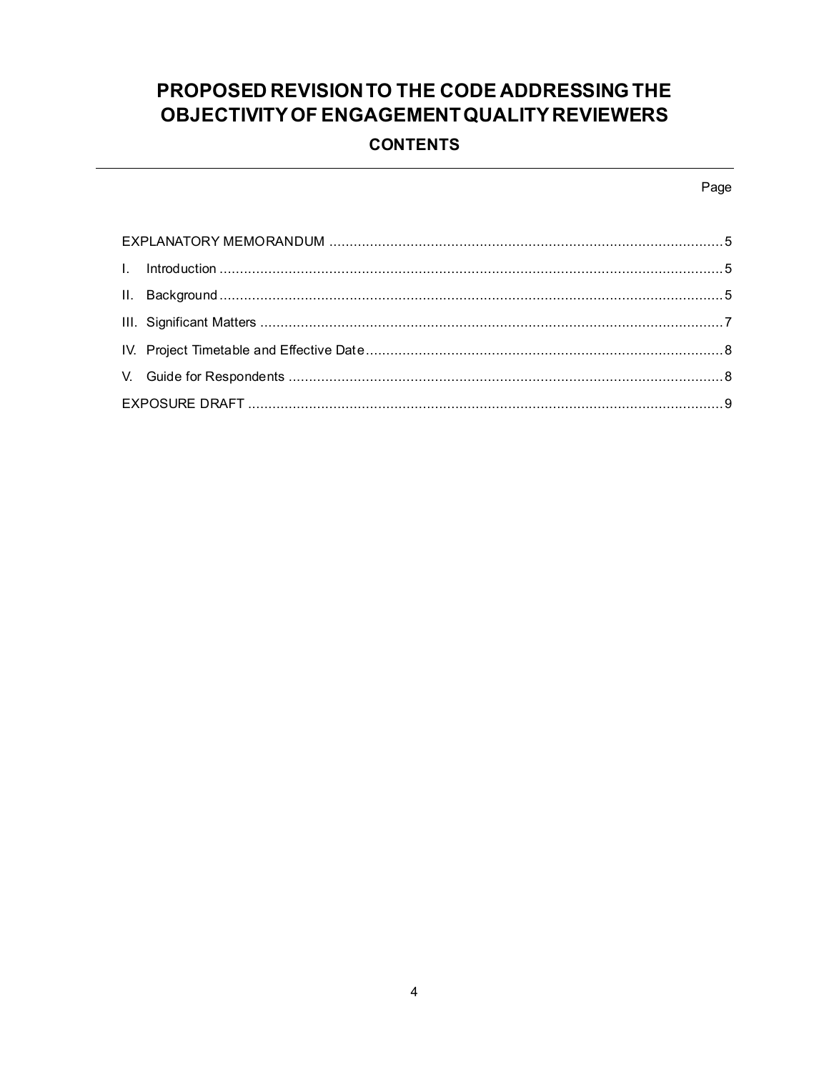# PROPOSED REVISION TO THE CODE ADDRESSING THE OBJECTIVITY OF ENGAGEMENT QUALITY REVIEWERS

## CONTENTS

| | Page |
|---|---|
| EXPLANATORY MEMORANDUM | 5 |
| I. Introduction | 5 |
| II. Background | 5 |
| III. Significant Matters | 7 |
| IV. Project Timetable and Effective Date | 8 |
| V. Guide for Respondents | 8 |
| EXPOSURE DRAFT | 9 |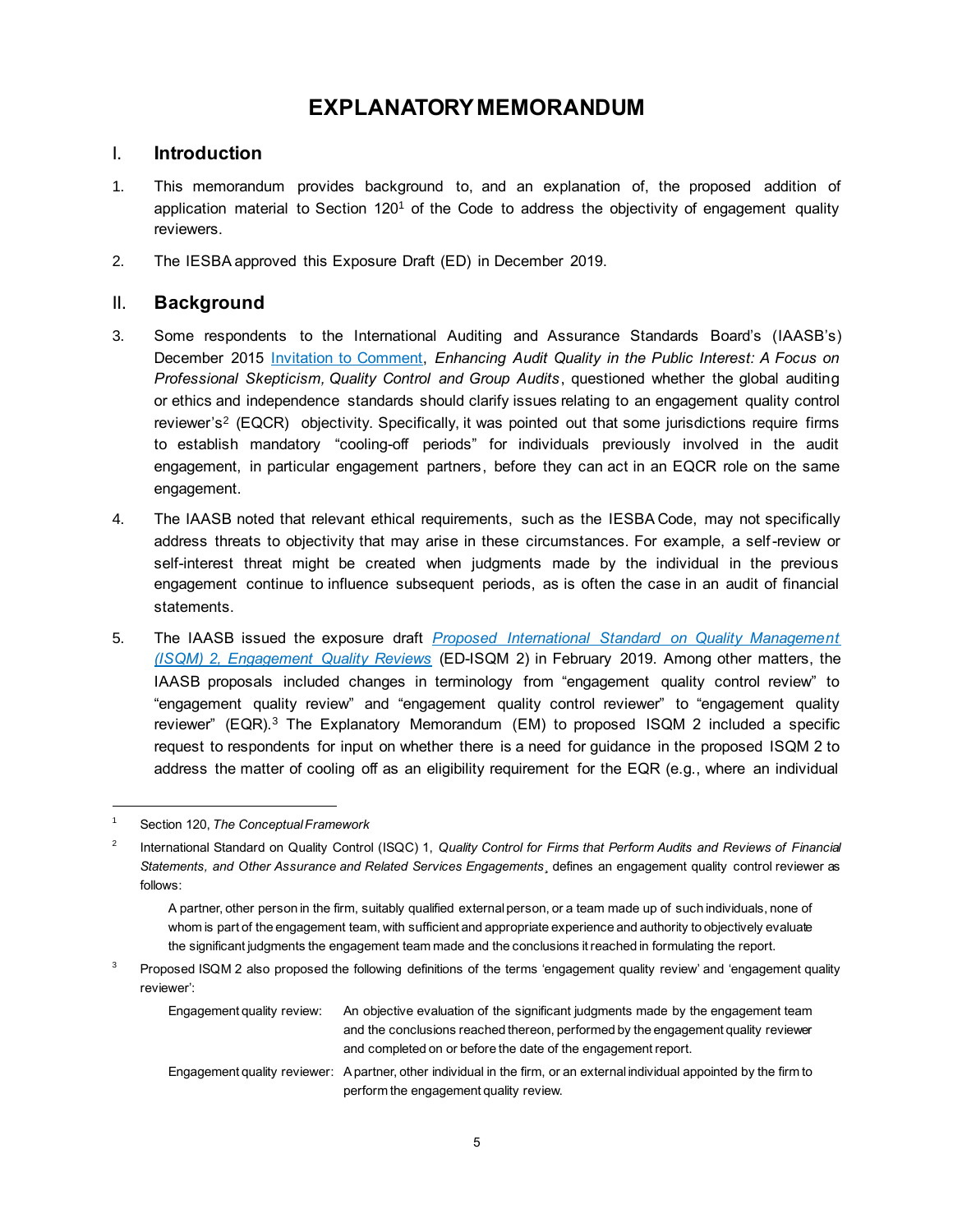# EXPLANATORY MEMORANDUM

## I. Introduction

1. This memorandum provides background to, and an explanation of, the proposed addition of application material to Section 120[1] of the Code to address the objectivity of engagement quality reviewers.

2. The IESBA approved this Exposure Draft (ED) in December 2019.

## II. Background

3. Some respondents to the International Auditing and Assurance Standards Board's (IAASB's) December 2015 Invitation to Comment, *Enhancing Audit Quality in the Public Interest: A Focus on Professional Skepticism, Quality Control and Group Audits*, questioned whether the global auditing or ethics and independence standards should clarify issues relating to an engagement quality control reviewer's[2] (EQCR) objectivity. Specifically, it was pointed out that some jurisdictions require firms to establish mandatory "cooling-off periods" for individuals previously involved in the audit engagement, in particular engagement partners, before they can act in an EQCR role on the same engagement.

4. The IAASB noted that relevant ethical requirements, such as the IESBA Code, may not specifically address threats to objectivity that may arise in these circumstances. For example, a self-review or self-interest threat might be created when judgments made by the individual in the previous engagement continue to influence subsequent periods, as is often the case in an audit of financial statements.

5. The IAASB issued the exposure draft *Proposed International Standard on Quality Management (ISQM) 2, Engagement Quality Reviews* (ED-ISQM 2) in February 2019. Among other matters, the IAASB proposals included changes in terminology from "engagement quality control review" to "engagement quality review" and "engagement quality control reviewer" to "engagement quality reviewer" (EQR).[3] The Explanatory Memorandum (EM) to proposed ISQM 2 included a specific request to respondents for input on whether there is a need for guidance in the proposed ISQM 2 to address the matter of cooling off as an eligibility requirement for the EQR (e.g., where an individual

---

[1] Section 120, *The Conceptual Framework*

[2] International Standard on Quality Control (ISQC) 1, *Quality Control for Firms that Perform Audits and Reviews of Financial Statements, and Other Assurance and Related Services Engagements*¸ defines an engagement quality control reviewer as follows:

> A partner, other person in the firm, suitably qualified external person, or a team made up of such individuals, none of whom is part of the engagement team, with sufficient and appropriate experience and authority to objectively evaluate the significant judgments the engagement team made and the conclusions it reached in formulating the report.

[3] Proposed ISQM 2 also proposed the following definitions of the terms 'engagement quality review' and 'engagement quality reviewer':

| | |
|---|---|
| Engagement quality review: | An objective evaluation of the significant judgments made by the engagement team and the conclusions reached thereon, performed by the engagement quality reviewer and completed on or before the date of the engagement report. |
| Engagement quality reviewer: | A partner, other individual in the firm, or an external individual appointed by the firm to perform the engagement quality review. |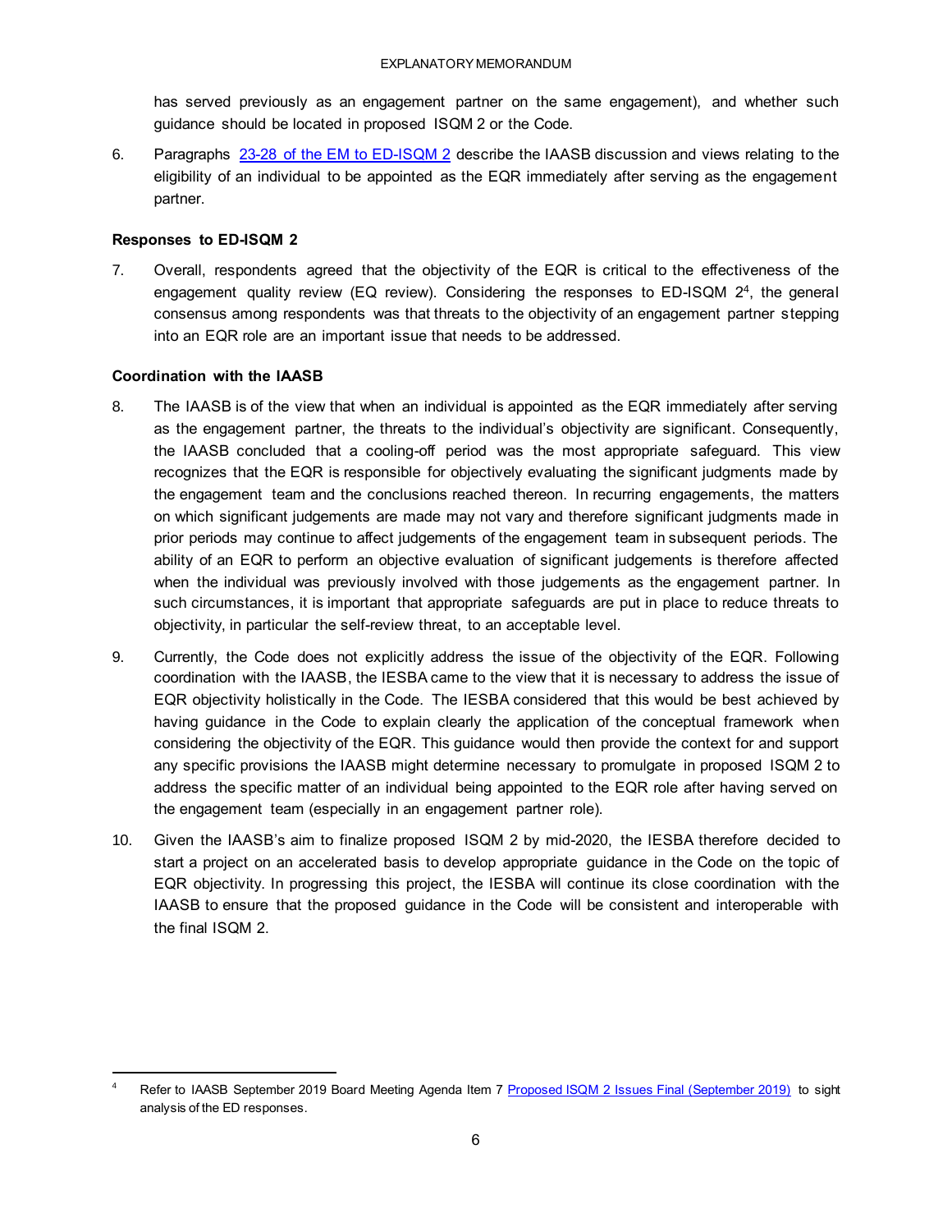has served previously as an engagement partner on the same engagement), and whether such guidance should be located in proposed ISQM 2 or the Code.

6. Paragraphs [23-28 of the EM to ED-ISQM 2] describe the IAASB discussion and views relating to the eligibility of an individual to be appointed as the EQR immediately after serving as the engagement partner.

**Responses to ED-ISQM 2**

7. Overall, respondents agreed that the objectivity of the EQR is critical to the effectiveness of the engagement quality review (EQ review). Considering the responses to ED-ISQM 2[4], the general consensus among respondents was that threats to the objectivity of an engagement partner stepping into an EQR role are an important issue that needs to be addressed.

**Coordination with the IAASB**

8. The IAASB is of the view that when an individual is appointed as the EQR immediately after serving as the engagement partner, the threats to the individual's objectivity are significant. Consequently, the IAASB concluded that a cooling-off period was the most appropriate safeguard. This view recognizes that the EQR is responsible for objectively evaluating the significant judgments made by the engagement team and the conclusions reached thereon. In recurring engagements, the matters on which significant judgements are made may not vary and therefore significant judgments made in prior periods may continue to affect judgements of the engagement team in subsequent periods. The ability of an EQR to perform an objective evaluation of significant judgements is therefore affected when the individual was previously involved with those judgements as the engagement partner. In such circumstances, it is important that appropriate safeguards are put in place to reduce threats to objectivity, in particular the self-review threat, to an acceptable level.

9. Currently, the Code does not explicitly address the issue of the objectivity of the EQR. Following coordination with the IAASB, the IESBA came to the view that it is necessary to address the issue of EQR objectivity holistically in the Code. The IESBA considered that this would be best achieved by having guidance in the Code to explain clearly the application of the conceptual framework when considering the objectivity of the EQR. This guidance would then provide the context for and support any specific provisions the IAASB might determine necessary to promulgate in proposed ISQM 2 to address the specific matter of an individual being appointed to the EQR role after having served on the engagement team (especially in an engagement partner role).

10. Given the IAASB's aim to finalize proposed ISQM 2 by mid-2020, the IESBA therefore decided to start a project on an accelerated basis to develop appropriate guidance in the Code on the topic of EQR objectivity. In progressing this project, the IESBA will continue its close coordination with the IAASB to ensure that the proposed guidance in the Code will be consistent and interoperable with the final ISQM 2.

---

[4] Refer to IAASB September 2019 Board Meeting Agenda Item 7 [Proposed ISQM 2 Issues Final (September 2019)] to sight analysis of the ED responses.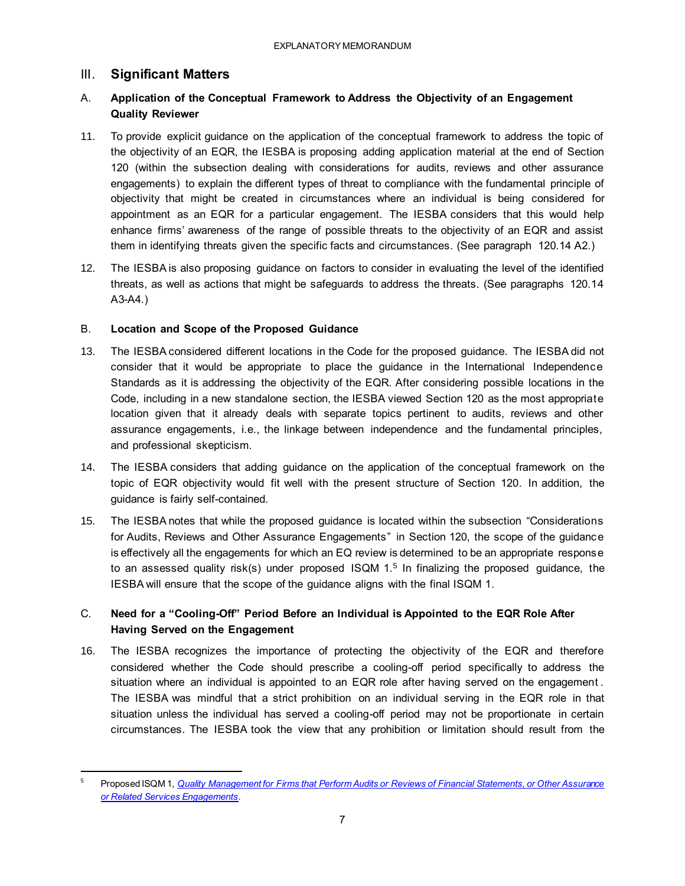## III. Significant Matters

### A. Application of the Conceptual Framework to Address the Objectivity of an Engagement Quality Reviewer

11. To provide explicit guidance on the application of the conceptual framework to address the topic of the objectivity of an EQR, the IESBA is proposing adding application material at the end of Section 120 (within the subsection dealing with considerations for audits, reviews and other assurance engagements) to explain the different types of threat to compliance with the fundamental principle of objectivity that might be created in circumstances where an individual is being considered for appointment as an EQR for a particular engagement. The IESBA considers that this would help enhance firms' awareness of the range of possible threats to the objectivity of an EQR and assist them in identifying threats given the specific facts and circumstances. (See paragraph 120.14 A2.)

12. The IESBA is also proposing guidance on factors to consider in evaluating the level of the identified threats, as well as actions that might be safeguards to address the threats. (See paragraphs 120.14 A3-A4.)

### B. Location and Scope of the Proposed Guidance

13. The IESBA considered different locations in the Code for the proposed guidance. The IESBA did not consider that it would be appropriate to place the guidance in the International Independence Standards as it is addressing the objectivity of the EQR. After considering possible locations in the Code, including in a new standalone section, the IESBA viewed Section 120 as the most appropriate location given that it already deals with separate topics pertinent to audits, reviews and other assurance engagements, i.e., the linkage between independence and the fundamental principles, and professional skepticism.

14. The IESBA considers that adding guidance on the application of the conceptual framework on the topic of EQR objectivity would fit well with the present structure of Section 120. In addition, the guidance is fairly self-contained.

15. The IESBA notes that while the proposed guidance is located within the subsection "Considerations for Audits, Reviews and Other Assurance Engagements" in Section 120, the scope of the guidance is effectively all the engagements for which an EQ review is determined to be an appropriate response to an assessed quality risk(s) under proposed ISQM 1.[5] In finalizing the proposed guidance, the IESBA will ensure that the scope of the guidance aligns with the final ISQM 1.

### C. Need for a "Cooling-Off" Period Before an Individual is Appointed to the EQR Role After Having Served on the Engagement

16. The IESBA recognizes the importance of protecting the objectivity of the EQR and therefore considered whether the Code should prescribe a cooling-off period specifically to address the situation where an individual is appointed to an EQR role after having served on the engagement. The IESBA was mindful that a strict prohibition on an individual serving in the EQR role in that situation unless the individual has served a cooling-off period may not be proportionate in certain circumstances. The IESBA took the view that any prohibition or limitation should result from the

---

[5] Proposed ISQM 1, *Quality Management for Firms that Perform Audits or Reviews of Financial Statements, or Other Assurance or Related Services Engagements*.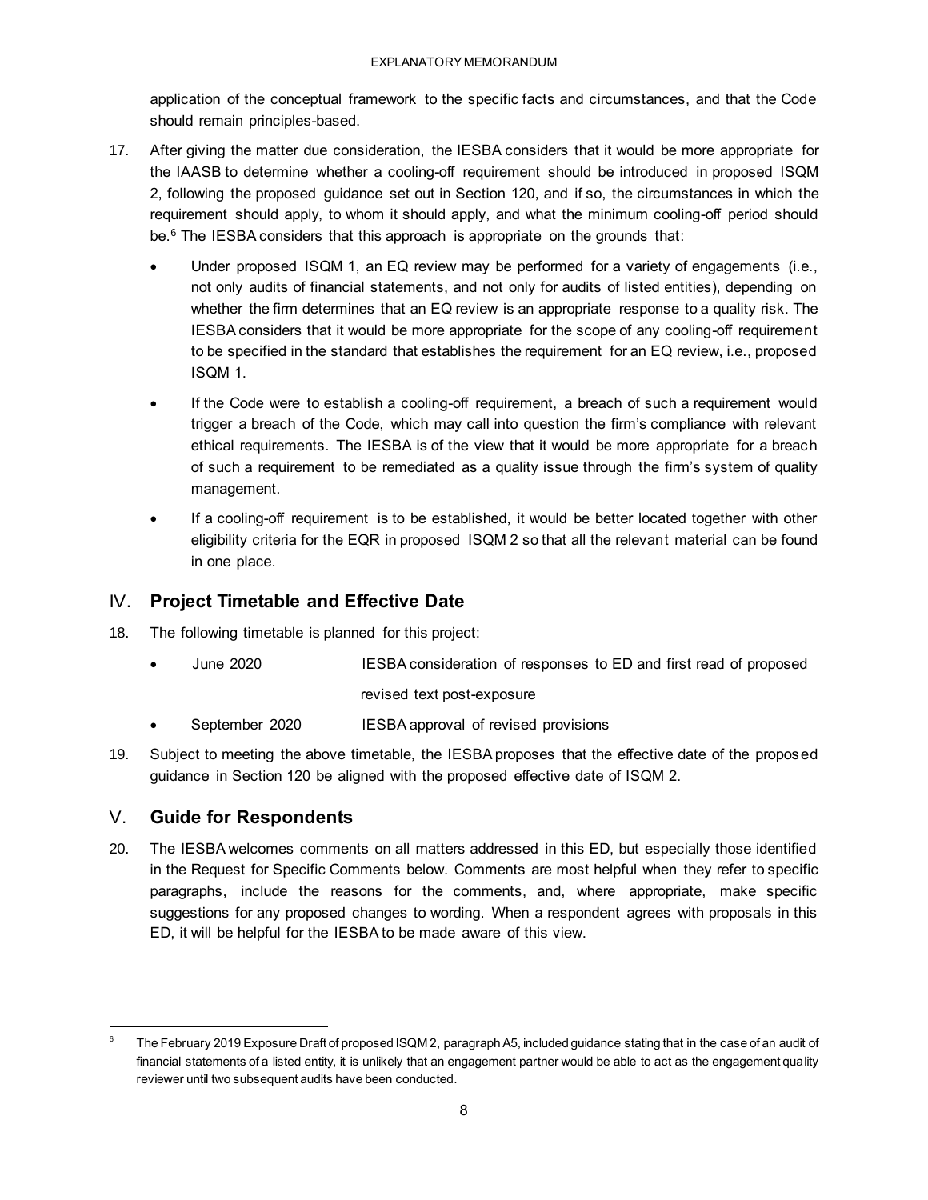application of the conceptual framework to the specific facts and circumstances, and that the Code should remain principles-based.

17. After giving the matter due consideration, the IESBA considers that it would be more appropriate for the IAASB to determine whether a cooling-off requirement should be introduced in proposed ISQM 2, following the proposed guidance set out in Section 120, and if so, the circumstances in which the requirement should apply, to whom it should apply, and what the minimum cooling-off period should be.[6] The IESBA considers that this approach is appropriate on the grounds that:

    - Under proposed ISQM 1, an EQ review may be performed for a variety of engagements (i.e., not only audits of financial statements, and not only for audits of listed entities), depending on whether the firm determines that an EQ review is an appropriate response to a quality risk. The IESBA considers that it would be more appropriate for the scope of any cooling-off requirement to be specified in the standard that establishes the requirement for an EQ review, i.e., proposed ISQM 1.
    - If the Code were to establish a cooling-off requirement, a breach of such a requirement would trigger a breach of the Code, which may call into question the firm's compliance with relevant ethical requirements. The IESBA is of the view that it would be more appropriate for a breach of such a requirement to be remediated as a quality issue through the firm's system of quality management.
    - If a cooling-off requirement is to be established, it would be better located together with other eligibility criteria for the EQR in proposed ISQM 2 so that all the relevant material can be found in one place.

## IV. Project Timetable and Effective Date

18. The following timetable is planned for this project:

    - June 2020 — IESBA consideration of responses to ED and first read of proposed revised text post-exposure
    - September 2020 — IESBA approval of revised provisions

19. Subject to meeting the above timetable, the IESBA proposes that the effective date of the proposed guidance in Section 120 be aligned with the proposed effective date of ISQM 2.

## V. Guide for Respondents

20. The IESBA welcomes comments on all matters addressed in this ED, but especially those identified in the Request for Specific Comments below. Comments are most helpful when they refer to specific paragraphs, include the reasons for the comments, and, where appropriate, make specific suggestions for any proposed changes to wording. When a respondent agrees with proposals in this ED, it will be helpful for the IESBA to be made aware of this view.

---

[6] The February 2019 Exposure Draft of proposed ISQM 2, paragraph A5, included guidance stating that in the case of an audit of financial statements of a listed entity, it is unlikely that an engagement partner would be able to act as the engagement quality reviewer until two subsequent audits have been conducted.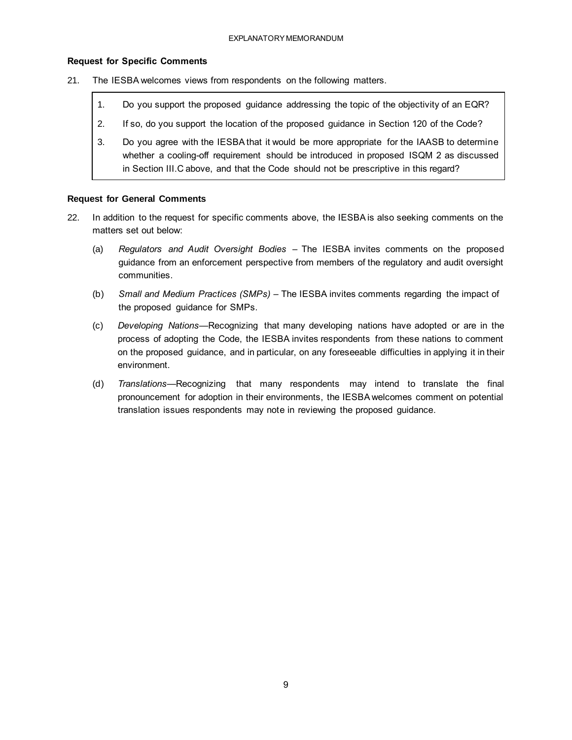### Request for Specific Comments

21. The IESBA welcomes views from respondents on the following matters.

> 1. Do you support the proposed guidance addressing the topic of the objectivity of an EQR?
> 2. If so, do you support the location of the proposed guidance in Section 120 of the Code?
> 3. Do you agree with the IESBA that it would be more appropriate for the IAASB to determine whether a cooling-off requirement should be introduced in proposed ISQM 2 as discussed in Section III.C above, and that the Code should not be prescriptive in this regard?

### Request for General Comments

22. In addition to the request for specific comments above, the IESBA is also seeking comments on the matters set out below:

    (a) *Regulators and Audit Oversight Bodies* – The IESBA invites comments on the proposed guidance from an enforcement perspective from members of the regulatory and audit oversight communities.

    (b) *Small and Medium Practices (SMPs)* – The IESBA invites comments regarding the impact of the proposed guidance for SMPs.

    (c) *Developing Nations*—Recognizing that many developing nations have adopted or are in the process of adopting the Code, the IESBA invites respondents from these nations to comment on the proposed guidance, and in particular, on any foreseeable difficulties in applying it in their environment.

    (d) *Translations*—Recognizing that many respondents may intend to translate the final pronouncement for adoption in their environments, the IESBA welcomes comment on potential translation issues respondents may note in reviewing the proposed guidance.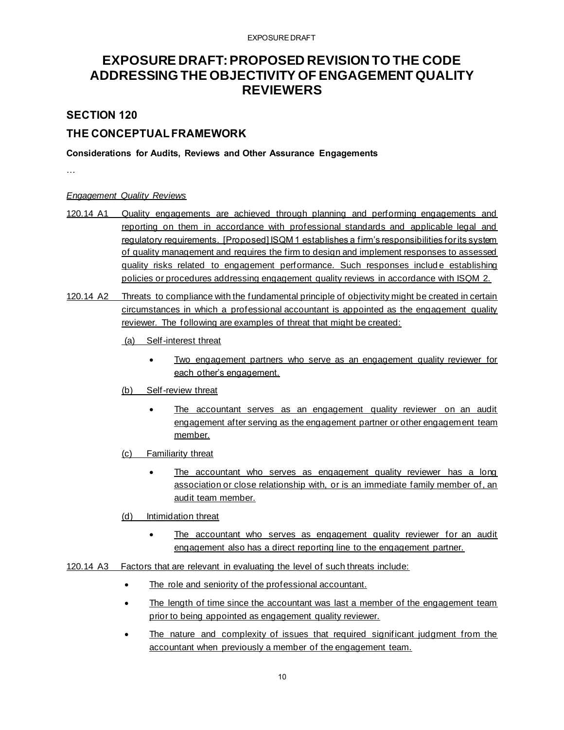# EXPOSURE DRAFT: PROPOSED REVISION TO THE CODE ADDRESSING THE OBJECTIVITY OF ENGAGEMENT QUALITY REVIEWERS

## SECTION 120

## THE CONCEPTUAL FRAMEWORK

**Considerations for Audits, Reviews and Other Assurance Engagements**

…

*Engagement Quality Reviews*

120.14 A1 Quality engagements are achieved through planning and performing engagements and reporting on them in accordance with professional standards and applicable legal and regulatory requirements. [Proposed] ISQM 1 establishes a firm's responsibilities for its system of quality management and requires the firm to design and implement responses to assessed quality risks related to engagement performance. Such responses include establishing policies or procedures addressing engagement quality reviews in accordance with ISQM 2.

120.14 A2 Threats to compliance with the fundamental principle of objectivity might be created in certain circumstances in which a professional accountant is appointed as the engagement quality reviewer. The following are examples of threat that might be created:

(a) Self-interest threat

- Two engagement partners who serve as an engagement quality reviewer for each other's engagement.

(b) Self-review threat

- The accountant serves as an engagement quality reviewer on an audit engagement after serving as the engagement partner or other engagement team member.

(c) Familiarity threat

- The accountant who serves as engagement quality reviewer has a long association or close relationship with, or is an immediate family member of, an audit team member.

(d) Intimidation threat

- The accountant who serves as engagement quality reviewer for an audit engagement also has a direct reporting line to the engagement partner.

120.14 A3 Factors that are relevant in evaluating the level of such threats include:

- The role and seniority of the professional accountant.
- The length of time since the accountant was last a member of the engagement team prior to being appointed as engagement quality reviewer.
- The nature and complexity of issues that required significant judgment from the accountant when previously a member of the engagement team.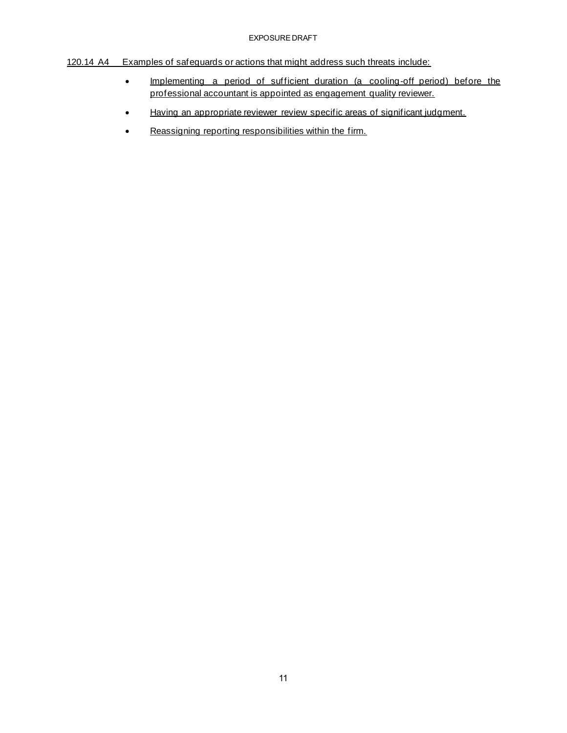120.14 A4 Examples of safeguards or actions that might address such threats include:

- Implementing a period of sufficient duration (a cooling-off period) before the professional accountant is appointed as engagement quality reviewer.
- Having an appropriate reviewer review specific areas of significant judgment.
- Reassigning reporting responsibilities within the firm.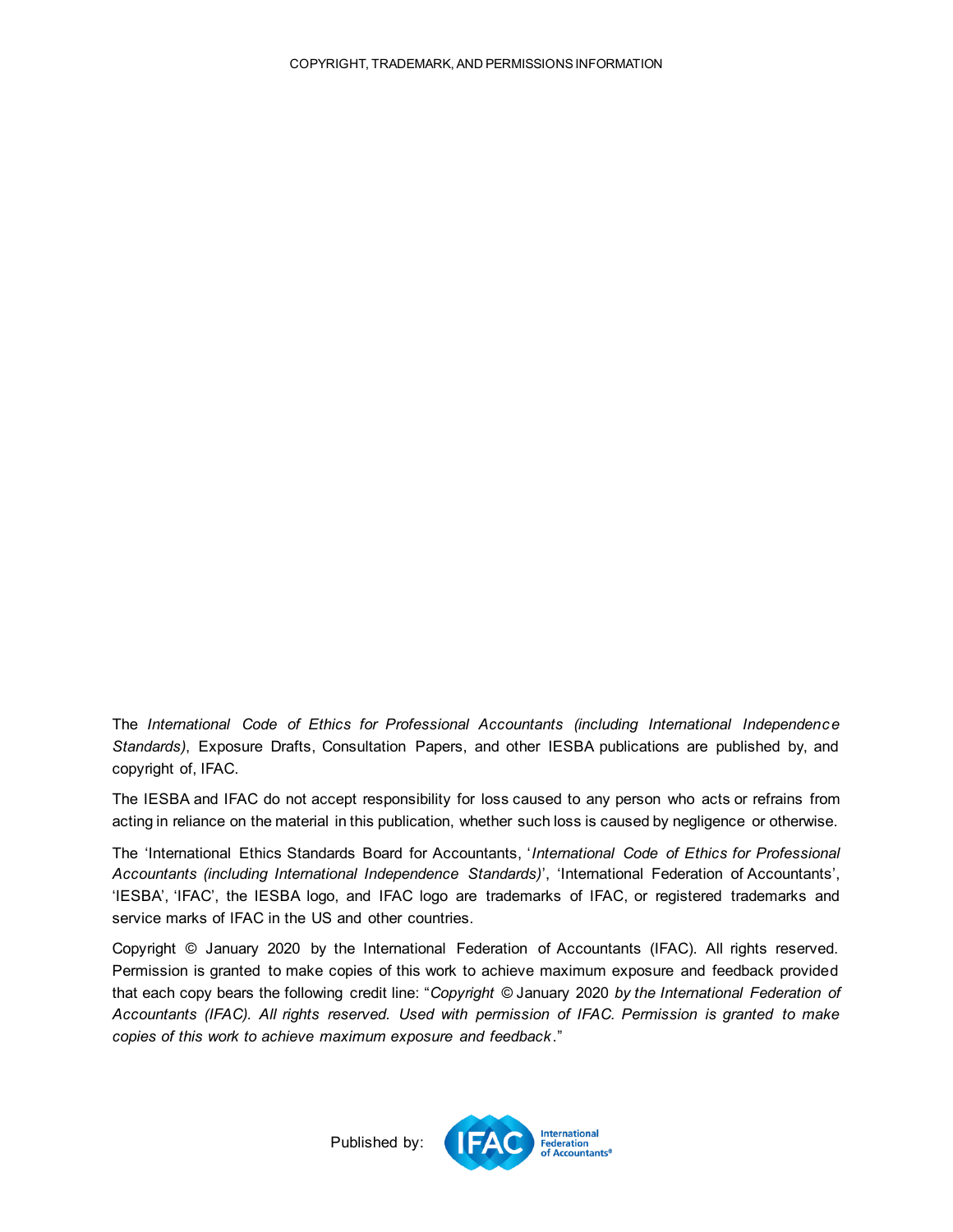COPYRIGHT, TRADEMARK, AND PERMISSIONS INFORMATION

The *International Code of Ethics for Professional Accountants (including International Independence Standards)*, Exposure Drafts, Consultation Papers, and other IESBA publications are published by, and copyright of, IFAC.

The IESBA and IFAC do not accept responsibility for loss caused to any person who acts or refrains from acting in reliance on the material in this publication, whether such loss is caused by negligence or otherwise.

The 'International Ethics Standards Board for Accountants, '*International Code of Ethics for Professional Accountants (including International Independence Standards)*', 'International Federation of Accountants', 'IESBA', 'IFAC', the IESBA logo, and IFAC logo are trademarks of IFAC, or registered trademarks and service marks of IFAC in the US and other countries.

Copyright © January 2020 by the International Federation of Accountants (IFAC). All rights reserved. Permission is granted to make copies of this work to achieve maximum exposure and feedback provided that each copy bears the following credit line: "*Copyright* © January 2020 *by the International Federation of Accountants (IFAC). All rights reserved. Used with permission of IFAC. Permission is granted to make copies of this work to achieve maximum exposure and feedback*."

Published by: IFAC International Federation of Accountants®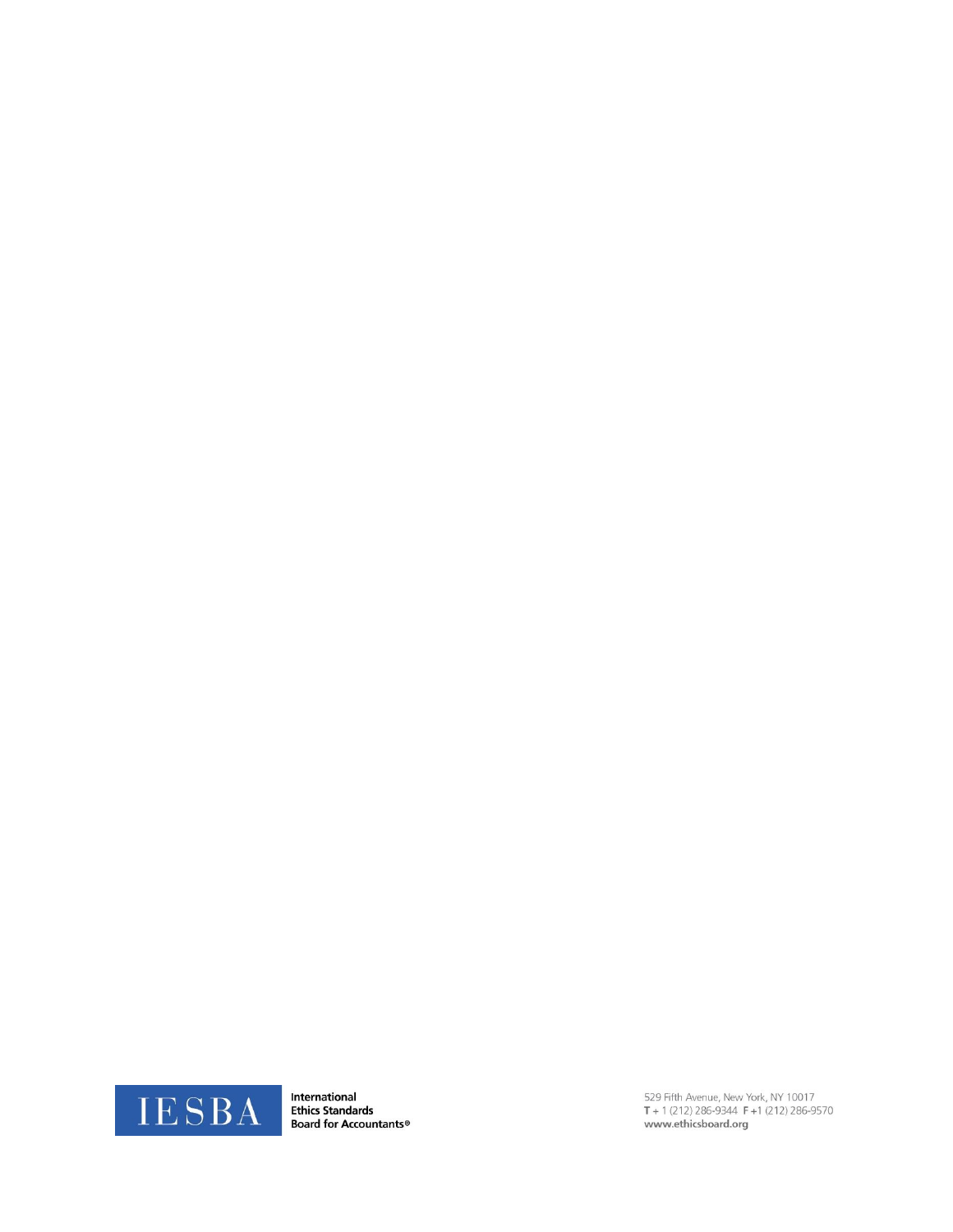IESBA

International
Ethics Standards
Board for Accountants®

529 Fifth Avenue, New York, NY 10017
T + 1 (212) 286-9344 F +1 (212) 286-9570
www.ethicsboard.org